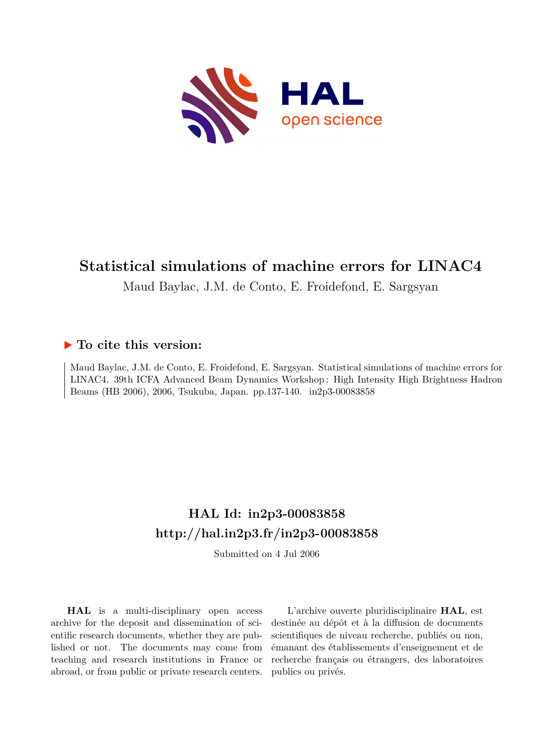# Statistical simulations of machine errors for LINAC4

Maud Baylac, J.M. de Conto, E. Froidefond, E. Sargsyan

## ▶ To cite this version:

Maud Baylac, J.M. de Conto, E. Froidefond, E. Sargsyan. Statistical simulations of machine errors for LINAC4. 39th ICFA Advanced Beam Dynamics Workshop : High Intensity High Brightness Hadron Beams (HB 2006), 2006, Tsukuba, Japan. pp.137-140. in2p3-00083858

## HAL Id: in2p3-00083858

## http://hal.in2p3.fr/in2p3-00083858

Submitted on 4 Jul 2006

**HAL** is a multi-disciplinary open access archive for the deposit and dissemination of scientific research documents, whether they are published or not. The documents may come from teaching and research institutions in France or abroad, or from public or private research centers.

L'archive ouverte pluridisciplinaire **HAL**, est destinée au dépôt et à la diffusion de documents scientifiques de niveau recherche, publiés ou non, émanant des établissements d'enseignement et de recherche français ou étrangers, des laboratoires publics ou privés.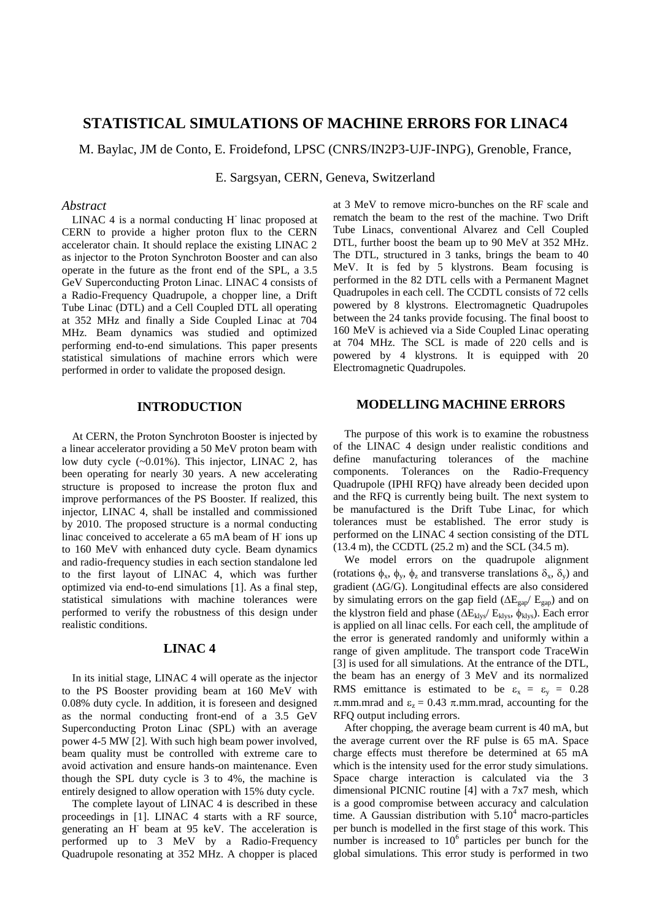# STATISTICAL SIMULATIONS OF MACHINE ERRORS FOR LINAC4

M. Baylac, JM de Conto, E. Froidefond, LPSC (CNRS/IN2P3-UJF-INPG), Grenoble, France,

E. Sargsyan, CERN, Geneva, Switzerland

### *Abstract*

LINAC 4 is a normal conducting $H^-$ linac proposed at CERN to provide a higher proton flux to the CERN accelerator chain. It should replace the existing LINAC 2 as injector to the Proton Synchroton Booster and can also operate in the future as the front end of the SPL, a 3.5 GeV Superconducting Proton Linac. LINAC 4 consists of a Radio-Frequency Quadrupole, a chopper line, a Drift Tube Linac (DTL) and a Cell Coupled DTL all operating at 352 MHz and finally a Side Coupled Linac at 704 MHz. Beam dynamics was studied and optimized performing end-to-end simulations. This paper presents statistical simulations of machine errors which were performed in order to validate the proposed design.

## INTRODUCTION

At CERN, the Proton Synchroton Booster is injected by a linear accelerator providing a 50 MeV proton beam with low duty cycle (~0.01%). This injector, LINAC 2, has been operating for nearly 30 years. A new accelerating structure is proposed to increase the proton flux and improve performances of the PS Booster. If realized, this injector, LINAC 4, shall be installed and commissioned by 2010. The proposed structure is a normal conducting linac conceived to accelerate a 65 mA beam of $H^-$ ions up to 160 MeV with enhanced duty cycle. Beam dynamics and radio-frequency studies in each section standalone led to the first layout of LINAC 4, which was further optimized via end-to-end simulations [1]. As a final step, statistical simulations with machine tolerances were performed to verify the robustness of this design under realistic conditions.

## LINAC 4

In its initial stage, LINAC 4 will operate as the injector to the PS Booster providing beam at 160 MeV with 0.08% duty cycle. In addition, it is foreseen and designed as the normal conducting front-end of a 3.5 GeV Superconducting Proton Linac (SPL) with an average power 4-5 MW [2]. With such high beam power involved, beam quality must be controlled with extreme care to avoid activation and ensure hands-on maintenance. Even though the SPL duty cycle is 3 to 4%, the machine is entirely designed to allow operation with 15% duty cycle.

The complete layout of LINAC 4 is described in these proceedings in [1]. LINAC 4 starts with a RF source, generating an $H^-$ beam at 95 keV. The acceleration is performed up to 3 MeV by a Radio-Frequency Quadrupole resonating at 352 MHz. A chopper is placed at 3 MeV to remove micro-bunches on the RF scale and rematch the beam to the rest of the machine. Two Drift Tube Linacs, conventional Alvarez and Cell Coupled DTL, further boost the beam up to 90 MeV at 352 MHz. The DTL, structured in 3 tanks, brings the beam to 40 MeV. It is fed by 5 klystrons. Beam focusing is performed in the 82 DTL cells with a Permanent Magnet Quadrupoles in each cell. The CCDTL consists of 72 cells powered by 8 klystrons. Electromagnetic Quadrupoles between the 24 tanks provide focusing. The final boost to 160 MeV is achieved via a Side Coupled Linac operating at 704 MHz. The SCL is made of 220 cells and is powered by 4 klystrons. It is equipped with 20 Electromagnetic Quadrupoles.

## MODELLING MACHINE ERRORS

The purpose of this work is to examine the robustness of the LINAC 4 design under realistic conditions and define manufacturing tolerances of the machine components. Tolerances on the Radio-Frequency Quadrupole (IPHI RFQ) have already been decided upon and the RFQ is currently being built. The next system to be manufactured is the Drift Tube Linac, for which tolerances must be established. The error study is performed on the LINAC 4 section consisting of the DTL (13.4 m), the CCDTL (25.2 m) and the SCL (34.5 m).

We model errors on the quadrupole alignment (rotations $\phi_x$, $\phi_y$, $\phi_z$ and transverse translations $\delta_x$, $\delta_y$) and gradient ($\Delta G/G$). Longitudinal effects are also considered by simulating errors on the gap field ($\Delta E_{gap}/ E_{gap}$) and on the klystron field and phase ($\Delta E_{klys}/ E_{klys}$, $\phi_{klys}$). Each error is applied on all linac cells. For each cell, the amplitude of the error is generated randomly and uniformly within a range of given amplitude. The transport code TraceWin [3] is used for all simulations. At the entrance of the DTL, the beam has an energy of 3 MeV and its normalized RMS emittance is estimated to be $\varepsilon_x = \varepsilon_y = 0.28$ $\pi$.mm.mrad and $\varepsilon_z = 0.43$ $\pi$.mm.mrad, accounting for the RFQ output including errors.

After chopping, the average beam current is 40 mA, but the average current over the RF pulse is 65 mA. Space charge effects must therefore be determined at 65 mA which is the intensity used for the error study simulations. Space charge interaction is calculated via the 3 dimensional PICNIC routine [4] with a 7x7 mesh, which is a good compromise between accuracy and calculation time. A Gaussian distribution with $5.10^4$ macro-particles per bunch is modelled in the first stage of this work. This number is increased to $10^6$ particles per bunch for the global simulations. This error study is performed in two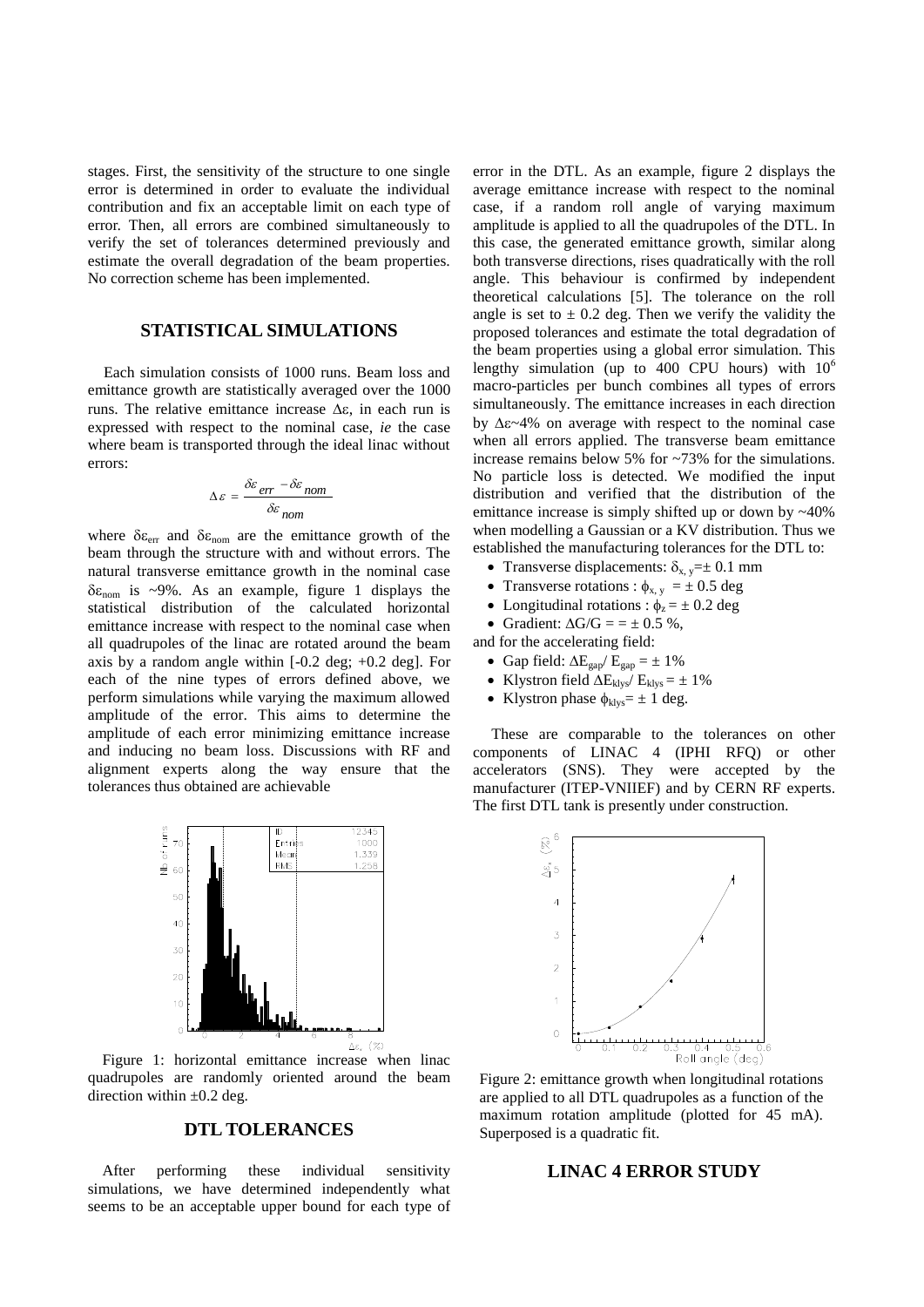stages. First, the sensitivity of the structure to one single error is determined in order to evaluate the individual contribution and fix an acceptable limit on each type of error. Then, all errors are combined simultaneously to verify the set of tolerances determined previously and estimate the overall degradation of the beam properties. No correction scheme has been implemented.

## STATISTICAL SIMULATIONS

Each simulation consists of 1000 runs. Beam loss and emittance growth are statistically averaged over the 1000 runs. The relative emittance increase $\Delta\varepsilon$, in each run is expressed with respect to the nominal case, *ie* the case where beam is transported through the ideal linac without errors:

$$\Delta\varepsilon = \frac{\delta\varepsilon_{err} - \delta\varepsilon_{nom}}{\delta\varepsilon_{nom}}$$

where $\delta\varepsilon_{err}$ and $\delta\varepsilon_{nom}$ are the emittance growth of the beam through the structure with and without errors. The natural transverse emittance growth in the nominal case $\delta\varepsilon_{nom}$ is ~9%. As an example, figure 1 displays the statistical distribution of the calculated horizontal emittance increase with respect to the nominal case when all quadrupoles of the linac are rotated around the beam axis by a random angle within [-0.2 deg; +0.2 deg]. For each of the nine types of errors defined above, we perform simulations while varying the maximum allowed amplitude of the error. This aims to determine the amplitude of each error minimizing emittance increase and inducing no beam loss. Discussions with RF and alignment experts along the way ensure that the tolerances thus obtained are achievable

Figure 1: horizontal emittance increase when linac quadrupoles are randomly oriented around the beam direction within ±0.2 deg.

## DTL TOLERANCES

After performing these individual sensitivity simulations, we have determined independently what seems to be an acceptable upper bound for each type of error in the DTL. As an example, figure 2 displays the average emittance increase with respect to the nominal case, if a random roll angle of varying maximum amplitude is applied to all the quadrupoles of the DTL. In this case, the generated emittance growth, similar along both transverse directions, rises quadratically with the roll angle. This behaviour is confirmed by independent theoretical calculations [5]. The tolerance on the roll angle is set to ± 0.2 deg. Then we verify the validity the proposed tolerances and estimate the total degradation of the beam properties using a global error simulation. This lengthy simulation (up to 400 CPU hours) with $10^6$ macro-particles per bunch combines all types of errors simultaneously. The emittance increases in each direction by $\Delta\varepsilon$~4% on average with respect to the nominal case when all errors applied. The transverse beam emittance increase remains below 5% for ~73% for the simulations. No particle loss is detected. We modified the input distribution and verified that the distribution of the emittance increase is simply shifted up or down by ~40% when modelling a Gaussian or a KV distribution. Thus we established the manufacturing tolerances for the DTL to:

- Transverse displacements: $\delta_{x,y}$=± 0.1 mm
- Transverse rotations : $\phi_{x,y}$ = ± 0.5 deg
- Longitudinal rotations : $\phi_z$ = ± 0.2 deg
- Gradient: $\Delta G/G$ = = ± 0.5 %,

and for the accelerating field:

- Gap field: $\Delta E_{gap}/E_{gap}$ = ± 1%
- Klystron field $\Delta E_{klys}/E_{klys}$ = ± 1%
- Klystron phase $\phi_{klys}$= ± 1 deg.

These are comparable to the tolerances on other components of LINAC 4 (IPHI RFQ) or other accelerators (SNS). They were accepted by the manufacturer (ITEP-VNIIEF) and by CERN RF experts. The first DTL tank is presently under construction.

Figure 2: emittance growth when longitudinal rotations are applied to all DTL quadrupoles as a function of the maximum rotation amplitude (plotted for 45 mA). Superposed is a quadratic fit.

## LINAC 4 ERROR STUDY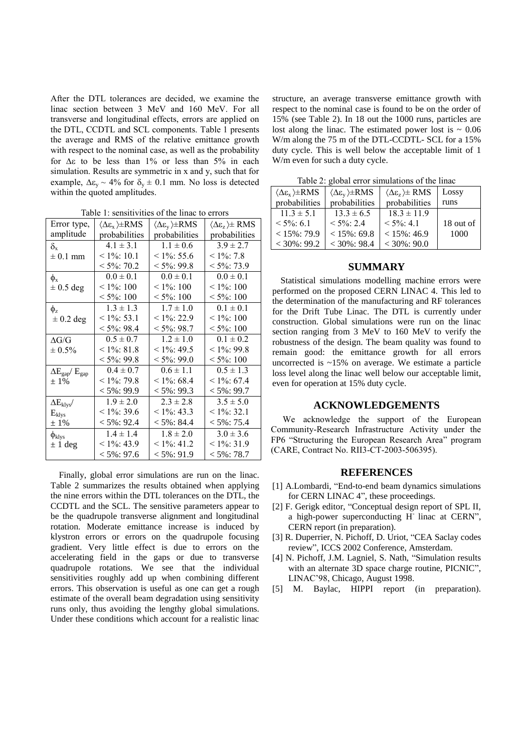After the DTL tolerances are decided, we examine the linac section between 3 MeV and 160 MeV. For all transverse and longitudinal effects, errors are applied on the DTL, CCDTL and SCL components. Table 1 presents the average and RMS of the relative emittance growth with respect to the nominal case, as well as the probability for $\Delta\varepsilon$ to be less than 1% or less than 5% in each simulation. Results are symmetric in x and y, such that for example, $\Delta\varepsilon_y \sim 4\%$ for $\delta_y \pm 0.1$ mm. No loss is detected within the quoted amplitudes.

Table 1: sensitivities of the linac to errors

| Error type, amplitude | $\langle\Delta\varepsilon_x\rangle\pm$RMS probabilities | $\langle\Delta\varepsilon_y\rangle\pm$RMS probabilities | $\langle\Delta\varepsilon_z\rangle\pm$ RMS probabilities |
|---|---|---|---|
| $\delta_x$ $\pm$ 0.1 mm | $4.1 \pm 3.1$<br>< 1%: 10.1<br>< 5%: 70.2 | $1.1 \pm 0.6$<br>< 1%: 55.6<br>< 5%: 99.8 | $3.9 \pm 2.7$<br>< 1%: 7.8<br>< 5%: 73.9 |
| $\phi_x$ $\pm$ 0.5 deg | $0.0 \pm 0.1$<br>< 1%: 100<br>< 5%: 100 | $0.0 \pm 0.1$<br>< 1%: 100<br>< 5%: 100 | $0.0 \pm 0.1$<br>< 1%: 100<br>< 5%: 100 |
| $\phi_z$ $\pm$ 0.2 deg | $1.3 \pm 1.3$<br>< 1%: 53.1<br>< 5%: 98.4 | $1.7 \pm 1.0$<br>< 1%: 22.9<br>< 5%: 98.7 | $0.1 \pm 0.1$<br>< 1%: 100<br>< 5%: 100 |
| $\Delta G/G$ $\pm$ 0.5% | $0.5 \pm 0.7$<br>< 1%: 81.8<br>< 5%: 99.8 | $1.2 \pm 1.0$<br>< 1%: 49.5<br>< 5%: 99.0 | $0.1 \pm 0.2$<br>< 1%: 99.8<br>< 5%: 100 |
| $\Delta E_{gap}/ E_{gap}$ $\pm$ 1% | $0.4 \pm 0.7$<br>< 1%: 79.8<br>< 5%: 99.9 | $0.6 \pm 1.1$<br>< 1%: 68.4<br>< 5%: 99.3 | $0.5 \pm 1.3$<br>< 1%: 67.4<br>< 5%: 99.7 |
| $\Delta E_{klys}/ E_{klys}$ $\pm$ 1% | $1.9 \pm 2.0$<br>< 1%: 39.6<br>< 5%: 92.4 | $2.3 \pm 2.8$<br>< 1%: 43.3<br>< 5%: 84.4 | $3.5 \pm 5.0$<br>< 1%: 32.1<br>< 5%: 75.4 |
| $\phi_{klys}$ $\pm$ 1 deg | $1.4 \pm 1.4$<br>< 1%: 43.9<br>< 5%: 97.6 | $1.8 \pm 2.0$<br>< 1%: 41.2<br>< 5%: 91.9 | $3.0 \pm 3.6$<br>< 1%: 31.9<br>< 5%: 78.7 |

Finally, global error simulations are run on the linac. Table 2 summarizes the results obtained when applying the nine errors within the DTL tolerances on the DTL, the CCDTL and the SCL. The sensitive parameters appear to be the quadrupole transverse alignment and longitudinal rotation. Moderate emittance increase is induced by klystron errors or errors on the quadrupole focusing gradient. Very little effect is due to errors on the accelerating field in the gaps or due to transverse quadrupole rotations. We see that the individual sensitivities roughly add up when combining different errors. This observation is useful as one can get a rough estimate of the overall beam degradation using sensitivity runs only, thus avoiding the lengthy global simulations. Under these conditions which account for a realistic linac structure, an average transverse emittance growth with respect to the nominal case is found to be on the order of 15% (see Table 2). In 18 out the 1000 runs, particles are lost along the linac. The estimated power lost is ~ 0.06 W/m along the 75 m of the DTL-CCDTL- SCL for a 15% duty cycle. This is well below the acceptable limit of 1 W/m even for such a duty cycle.

Table 2: global error simulations of the linac

| $\langle\Delta\varepsilon_x\rangle\pm$RMS probabilities | $\langle\Delta\varepsilon_y\rangle\pm$RMS probabilities | $\langle\Delta\varepsilon_z\rangle\pm$ RMS probabilities | Lossy runs |
|---|---|---|---|
| $11.3 \pm 5.1$<br>< 5%: 6.1<br>< 15%: 79.9<br>< 30%: 99.2 | $13.3 \pm 6.5$<br>< 5%: 2.4<br>< 15%: 69.8<br>< 30%: 98.4 | $18.3 \pm 11.9$<br>< 5%: 4.1<br>< 15%: 46.9<br>< 30%: 90.0 | 18 out of 1000 |

## SUMMARY

Statistical simulations modelling machine errors were performed on the proposed CERN LINAC 4. This led to the determination of the manufacturing and RF tolerances for the Drift Tube Linac. The DTL is currently under construction. Global simulations were run on the linac section ranging from 3 MeV to 160 MeV to verify the robustness of the design. The beam quality was found to remain good: the emittance growth for all errors uncorrected is ~15% on average. We estimate a particle loss level along the linac well below our acceptable limit, even for operation at 15% duty cycle.

## ACKNOWLEDGEMENTS

We acknowledge the support of the European Community-Research Infrastructure Activity under the FP6 "Structuring the European Research Area" program (CARE, Contract No. RII3-CT-2003-506395).

## REFERENCES

[1] A.Lombardi, "End-to-end beam dynamics simulations for CERN LINAC 4", these proceedings.

[2] F. Gerigk editor, "Conceptual design report of SPL II, a high-power superconducting $H^-$ linac at CERN", CERN report (in preparation).

[3] R. Duperrier, N. Pichoff, D. Uriot, "CEA Saclay codes review", ICCS 2002 Conference, Amsterdam.

[4] N. Pichoff, J.M. Lagniel, S. Nath, "Simulation results with an alternate 3D space charge routine, PICNIC", LINAC'98, Chicago, August 1998.

[5] M. Baylac, HIPPI report (in preparation).